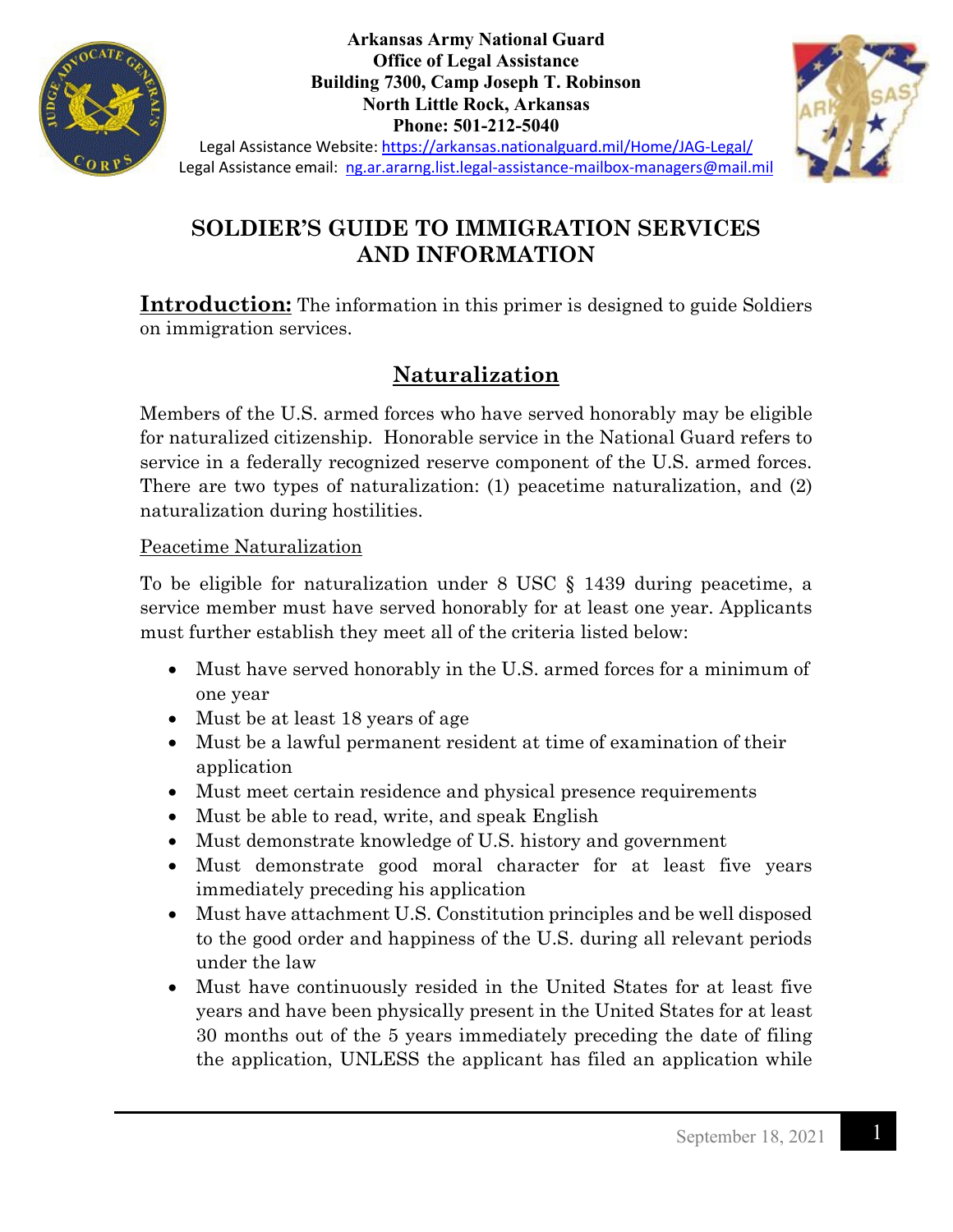**Arkansas Army National Guard**
**Office of Legal Assistance**
**Building 7300, Camp Joseph T. Robinson**
**North Little Rock, Arkansas**
**Phone: 501-212-5040**

Legal Assistance Website: https://arkansas.nationalguard.mil/Home/JAG-Legal/
Legal Assistance email: ng.ar.ararng.list.legal-assistance-mailbox-managers@mail.mil

# SOLDIER'S GUIDE TO IMMIGRATION SERVICES AND INFORMATION

**Introduction:** The information in this primer is designed to guide Soldiers on immigration services.

## Naturalization

Members of the U.S. armed forces who have served honorably may be eligible for naturalized citizenship. Honorable service in the National Guard refers to service in a federally recognized reserve component of the U.S. armed forces. There are two types of naturalization: (1) peacetime naturalization, and (2) naturalization during hostilities.

### Peacetime Naturalization

To be eligible for naturalization under 8 USC § 1439 during peacetime, a service member must have served honorably for at least one year. Applicants must further establish they meet all of the criteria listed below:

- Must have served honorably in the U.S. armed forces for a minimum of one year
- Must be at least 18 years of age
- Must be a lawful permanent resident at time of examination of their application
- Must meet certain residence and physical presence requirements
- Must be able to read, write, and speak English
- Must demonstrate knowledge of U.S. history and government
- Must demonstrate good moral character for at least five years immediately preceding his application
- Must have attachment U.S. Constitution principles and be well disposed to the good order and happiness of the U.S. during all relevant periods under the law
- Must have continuously resided in the United States for at least five years and have been physically present in the United States for at least 30 months out of the 5 years immediately preceding the date of filing the application, UNLESS the applicant has filed an application while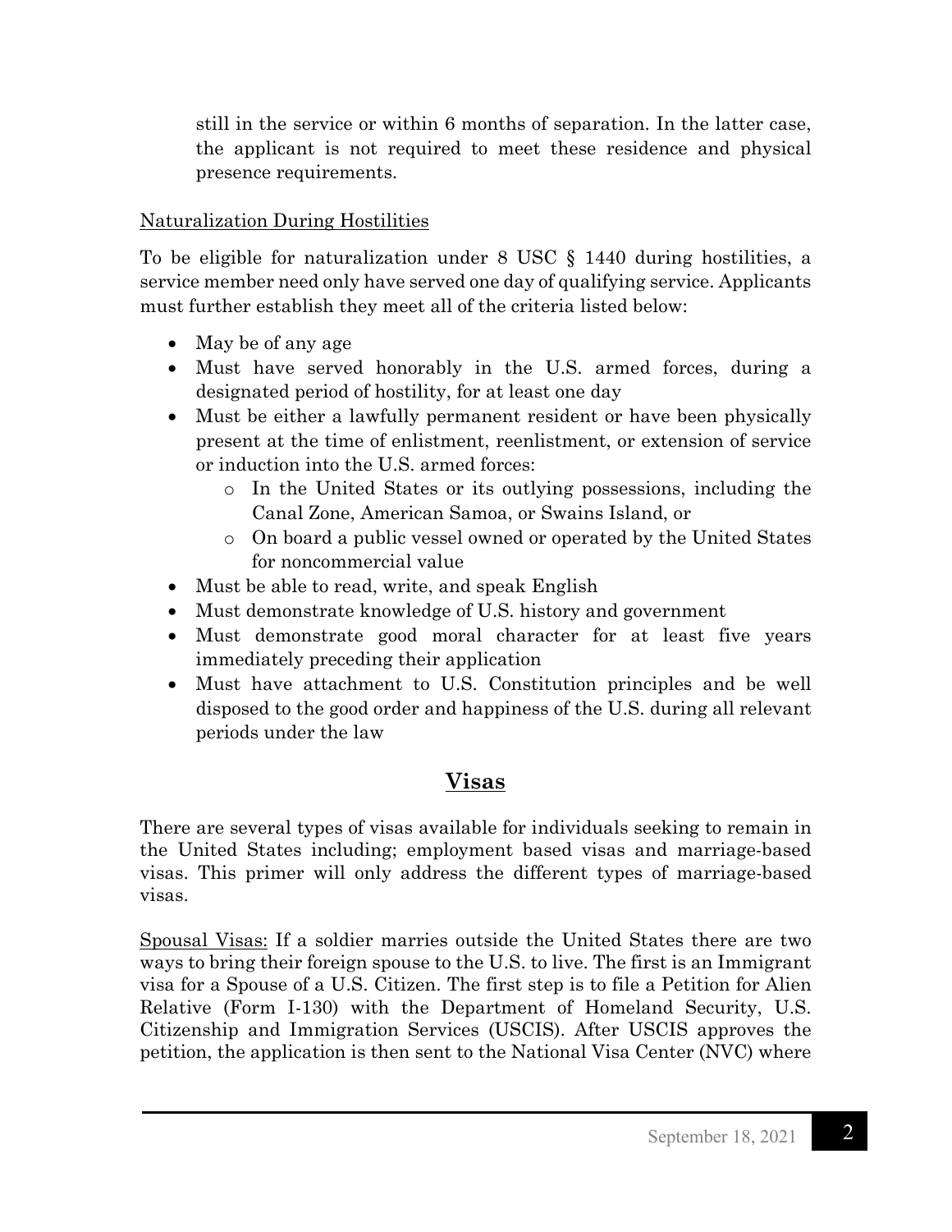still in the service or within 6 months of separation. In the latter case, the applicant is not required to meet these residence and physical presence requirements.

Naturalization During Hostilities

To be eligible for naturalization under 8 USC § 1440 during hostilities, a service member need only have served one day of qualifying service. Applicants must further establish they meet all of the criteria listed below:

- May be of any age
- Must have served honorably in the U.S. armed forces, during a designated period of hostility, for at least one day
- Must be either a lawfully permanent resident or have been physically present at the time of enlistment, reenlistment, or extension of service or induction into the U.S. armed forces:
  - In the United States or its outlying possessions, including the Canal Zone, American Samoa, or Swains Island, or
  - On board a public vessel owned or operated by the United States for noncommercial value
- Must be able to read, write, and speak English
- Must demonstrate knowledge of U.S. history and government
- Must demonstrate good moral character for at least five years immediately preceding their application
- Must have attachment to U.S. Constitution principles and be well disposed to the good order and happiness of the U.S. during all relevant periods under the law

## Visas

There are several types of visas available for individuals seeking to remain in the United States including; employment based visas and marriage-based visas. This primer will only address the different types of marriage-based visas.

Spousal Visas: If a soldier marries outside the United States there are two ways to bring their foreign spouse to the U.S. to live. The first is an Immigrant visa for a Spouse of a U.S. Citizen. The first step is to file a Petition for Alien Relative (Form I-130) with the Department of Homeland Security, U.S. Citizenship and Immigration Services (USCIS). After USCIS approves the petition, the application is then sent to the National Visa Center (NVC) where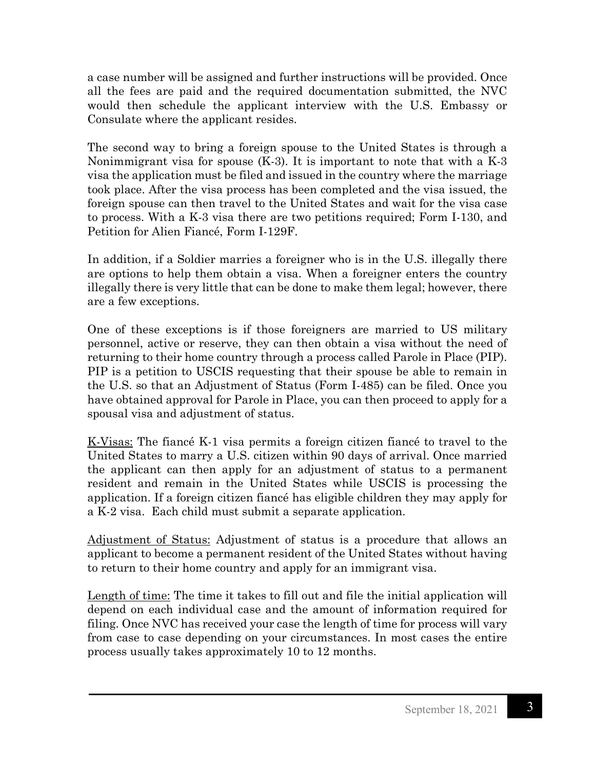a case number will be assigned and further instructions will be provided. Once all the fees are paid and the required documentation submitted, the NVC would then schedule the applicant interview with the U.S. Embassy or Consulate where the applicant resides.

The second way to bring a foreign spouse to the United States is through a Nonimmigrant visa for spouse (K-3). It is important to note that with a K-3 visa the application must be filed and issued in the country where the marriage took place. After the visa process has been completed and the visa issued, the foreign spouse can then travel to the United States and wait for the visa case to process. With a K-3 visa there are two petitions required; Form I-130, and Petition for Alien Fiancé, Form I-129F.

In addition, if a Soldier marries a foreigner who is in the U.S. illegally there are options to help them obtain a visa. When a foreigner enters the country illegally there is very little that can be done to make them legal; however, there are a few exceptions.

One of these exceptions is if those foreigners are married to US military personnel, active or reserve, they can then obtain a visa without the need of returning to their home country through a process called Parole in Place (PIP). PIP is a petition to USCIS requesting that their spouse be able to remain in the U.S. so that an Adjustment of Status (Form I-485) can be filed. Once you have obtained approval for Parole in Place, you can then proceed to apply for a spousal visa and adjustment of status.

<u>K-Visas:</u> The fiancé K-1 visa permits a foreign citizen fiancé to travel to the United States to marry a U.S. citizen within 90 days of arrival. Once married the applicant can then apply for an adjustment of status to a permanent resident and remain in the United States while USCIS is processing the application. If a foreign citizen fiancé has eligible children they may apply for a K-2 visa. Each child must submit a separate application.

<u>Adjustment of Status:</u> Adjustment of status is a procedure that allows an applicant to become a permanent resident of the United States without having to return to their home country and apply for an immigrant visa.

<u>Length of time:</u> The time it takes to fill out and file the initial application will depend on each individual case and the amount of information required for filing. Once NVC has received your case the length of time for process will vary from case to case depending on your circumstances. In most cases the entire process usually takes approximately 10 to 12 months.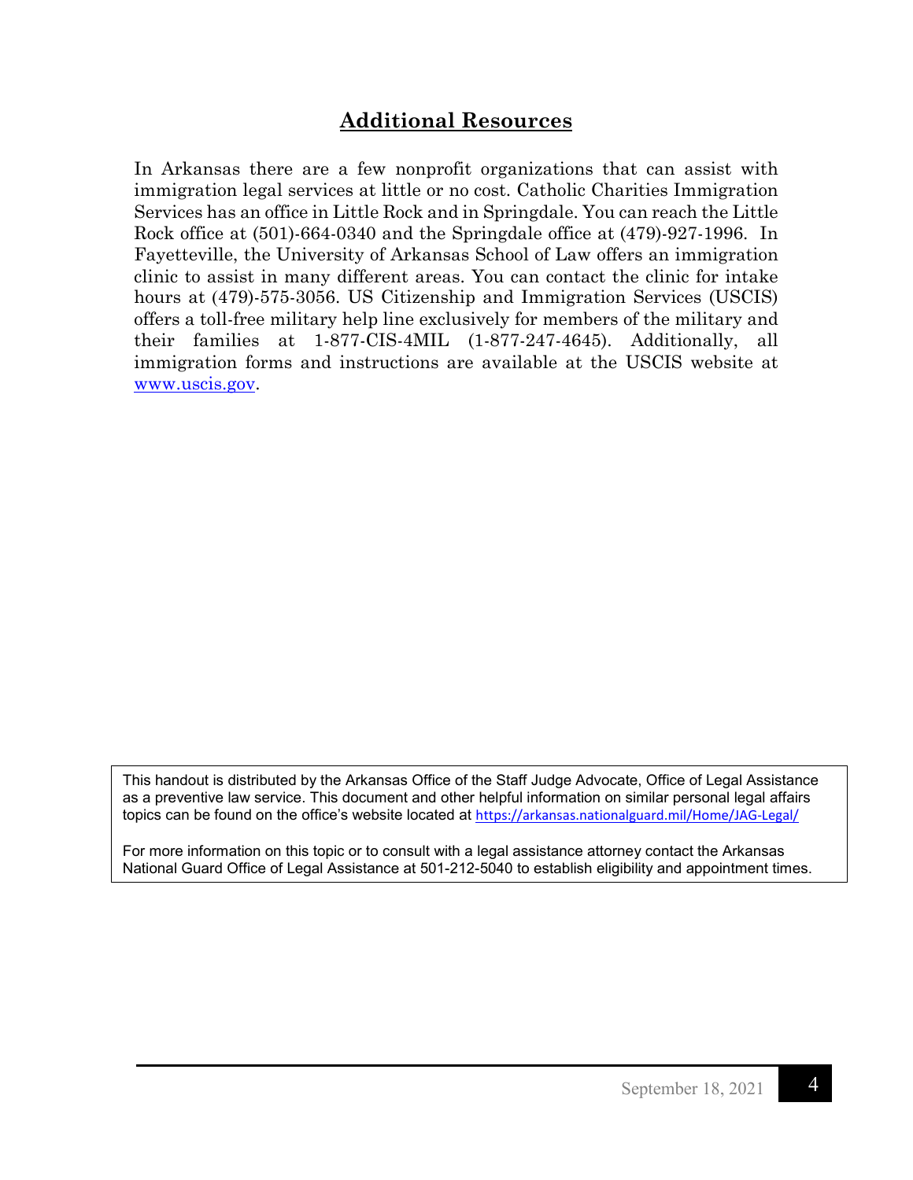## Additional Resources

In Arkansas there are a few nonprofit organizations that can assist with immigration legal services at little or no cost. Catholic Charities Immigration Services has an office in Little Rock and in Springdale. You can reach the Little Rock office at (501)-664-0340 and the Springdale office at (479)-927-1996. In Fayetteville, the University of Arkansas School of Law offers an immigration clinic to assist in many different areas. You can contact the clinic for intake hours at (479)-575-3056. US Citizenship and Immigration Services (USCIS) offers a toll-free military help line exclusively for members of the military and their families at 1-877-CIS-4MIL (1-877-247-4645). Additionally, all immigration forms and instructions are available at the USCIS website at [www.uscis.gov](http://www.uscis.gov).

This handout is distributed by the Arkansas Office of the Staff Judge Advocate, Office of Legal Assistance as a preventive law service. This document and other helpful information on similar personal legal affairs topics can be found on the office's website located at https://arkansas.nationalguard.mil/Home/JAG-Legal/

For more information on this topic or to consult with a legal assistance attorney contact the Arkansas National Guard Office of Legal Assistance at 501-212-5040 to establish eligibility and appointment times.

September 18, 2021